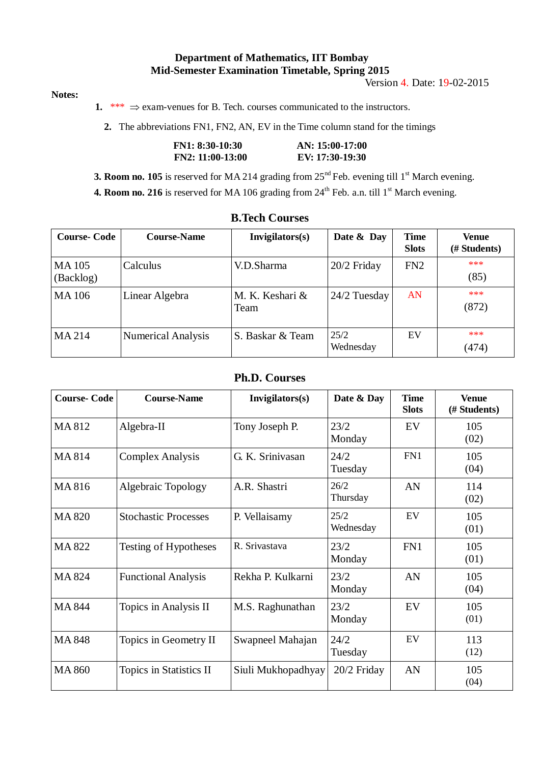# Department of Mathematics, IIT Bombay
## Mid-Semester Examination Timetable, Spring 2015

Version 4. Date: 19-02-2015

**Notes:**

1. *** ⇒ exam-venues for B. Tech. courses communicated to the instructors.
2. The abbreviations FN1, FN2, AN, EV in the Time column stand for the timings

**FN1: 8:30-10:30** **AN: 15:00-17:00**
**FN2: 11:00-13:00** **EV: 17:30-19:30**

3. **Room no. 105** is reserved for MA 214 grading from 25nd Feb. evening till 1st March evening.
4. **Room no. 216** is reserved for MA 106 grading from 24th Feb. a.n. till 1st March evening.

### B.Tech Courses

| Course- Code | Course-Name | Invigilators(s) | Date & Day | Time Slots | Venue (# Students) |
|---|---|---|---|---|---|
| MA 105 (Backlog) | Calculus | V.D.Sharma | 20/2 Friday | FN2 | *** (85) |
| MA 106 | Linear Algebra | M. K. Keshari & Team | 24/2 Tuesday | AN | *** (872) |
| MA 214 | Numerical Analysis | S. Baskar & Team | 25/2 Wednesday | EV | *** (474) |

### Ph.D. Courses

| Course- Code | Course-Name | Invigilators(s) | Date & Day | Time Slots | Venue (# Students) |
|---|---|---|---|---|---|
| MA 812 | Algebra-II | Tony Joseph P. | 23/2 Monday | EV | 105 (02) |
| MA 814 | Complex Analysis | G. K. Srinivasan | 24/2 Tuesday | FN1 | 105 (04) |
| MA 816 | Algebraic Topology | A.R. Shastri | 26/2 Thursday | AN | 114 (02) |
| MA 820 | Stochastic Processes | P. Vellaisamy | 25/2 Wednesday | EV | 105 (01) |
| MA 822 | Testing of Hypotheses | R. Srivastava | 23/2 Monday | FN1 | 105 (01) |
| MA 824 | Functional Analysis | Rekha P. Kulkarni | 23/2 Monday | AN | 105 (04) |
| MA 844 | Topics in Analysis II | M.S. Raghunathan | 23/2 Monday | EV | 105 (01) |
| MA 848 | Topics in Geometry II | Swapneel Mahajan | 24/2 Tuesday | EV | 113 (12) |
| MA 860 | Topics in Statistics II | Siuli Mukhopadhyay | 20/2 Friday | AN | 105 (04) |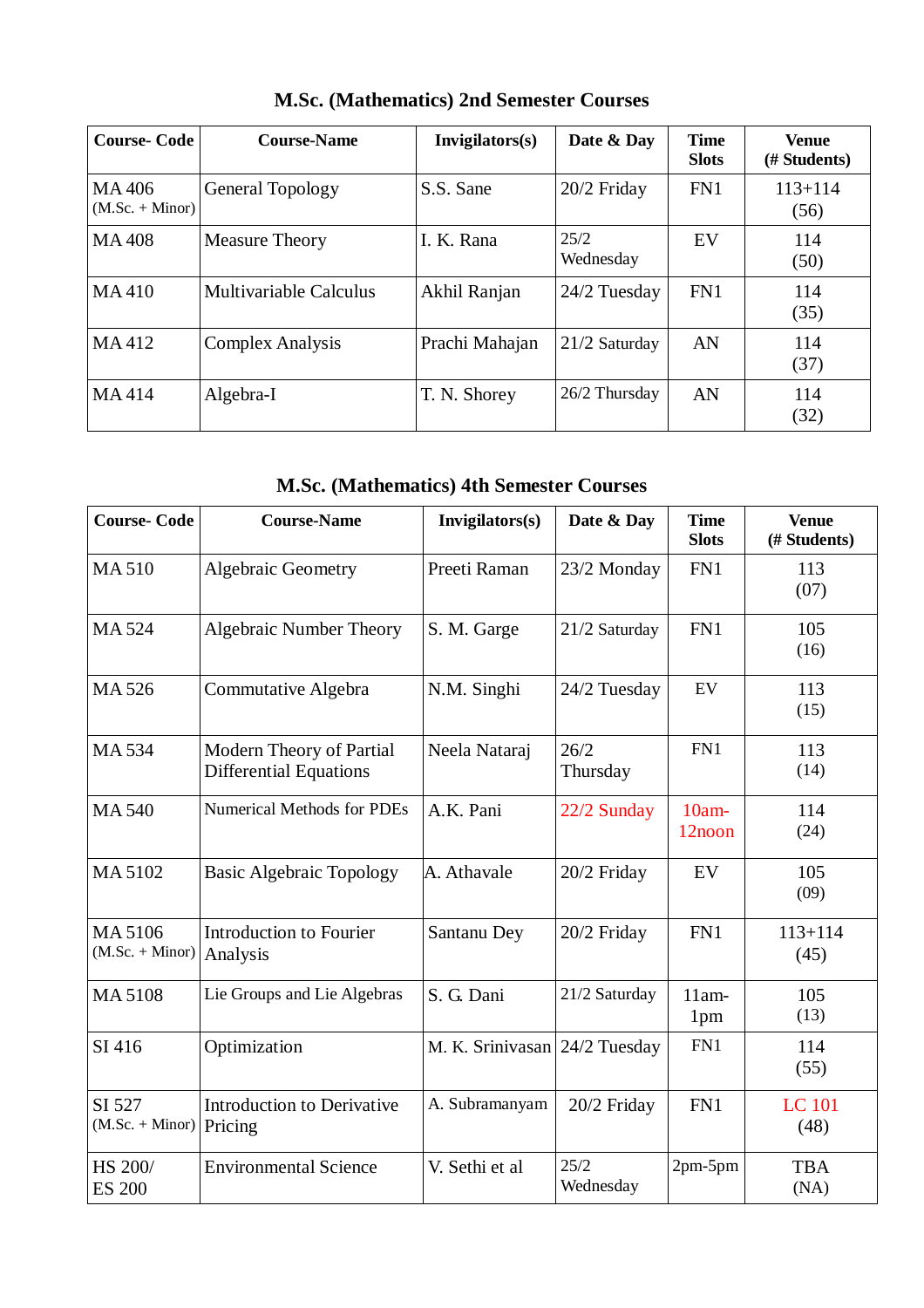## M.Sc. (Mathematics) 2nd Semester Courses

| Course- Code | Course-Name | Invigilators(s) | Date & Day | Time Slots | Venue (# Students) |
|---|---|---|---|---|---|
| MA 406 (M.Sc. + Minor) | General Topology | S.S. Sane | 20/2 Friday | FN1 | 113+114 (56) |
| MA 408 | Measure Theory | I. K. Rana | 25/2 Wednesday | EV | 114 (50) |
| MA 410 | Multivariable Calculus | Akhil Ranjan | 24/2 Tuesday | FN1 | 114 (35) |
| MA 412 | Complex Analysis | Prachi Mahajan | 21/2 Saturday | AN | 114 (37) |
| MA 414 | Algebra-I | T. N. Shorey | 26/2 Thursday | AN | 114 (32) |

## M.Sc. (Mathematics) 4th Semester Courses

| Course- Code | Course-Name | Invigilators(s) | Date & Day | Time Slots | Venue (# Students) |
|---|---|---|---|---|---|
| MA 510 | Algebraic Geometry | Preeti Raman | 23/2 Monday | FN1 | 113 (07) |
| MA 524 | Algebraic Number Theory | S. M. Garge | 21/2 Saturday | FN1 | 105 (16) |
| MA 526 | Commutative Algebra | N.M. Singhi | 24/2 Tuesday | EV | 113 (15) |
| MA 534 | Modern Theory of Partial Differential Equations | Neela Nataraj | 26/2 Thursday | FN1 | 113 (14) |
| MA 540 | Numerical Methods for PDEs | A.K. Pani | 22/2 Sunday | 10am-12noon | 114 (24) |
| MA 5102 | Basic Algebraic Topology | A. Athavale | 20/2 Friday | EV | 105 (09) |
| MA 5106 (M.Sc. + Minor) | Introduction to Fourier Analysis | Santanu Dey | 20/2 Friday | FN1 | 113+114 (45) |
| MA 5108 | Lie Groups and Lie Algebras | S. G. Dani | 21/2 Saturday | 11am-1pm | 105 (13) |
| SI 416 | Optimization | M. K. Srinivasan | 24/2 Tuesday | FN1 | 114 (55) |
| SI 527 (M.Sc. + Minor) | Introduction to Derivative Pricing | A. Subramanyam | 20/2 Friday | FN1 | LC 101 (48) |
| HS 200/ ES 200 | Environmental Science | V. Sethi et al | 25/2 Wednesday | 2pm-5pm | TBA (NA) |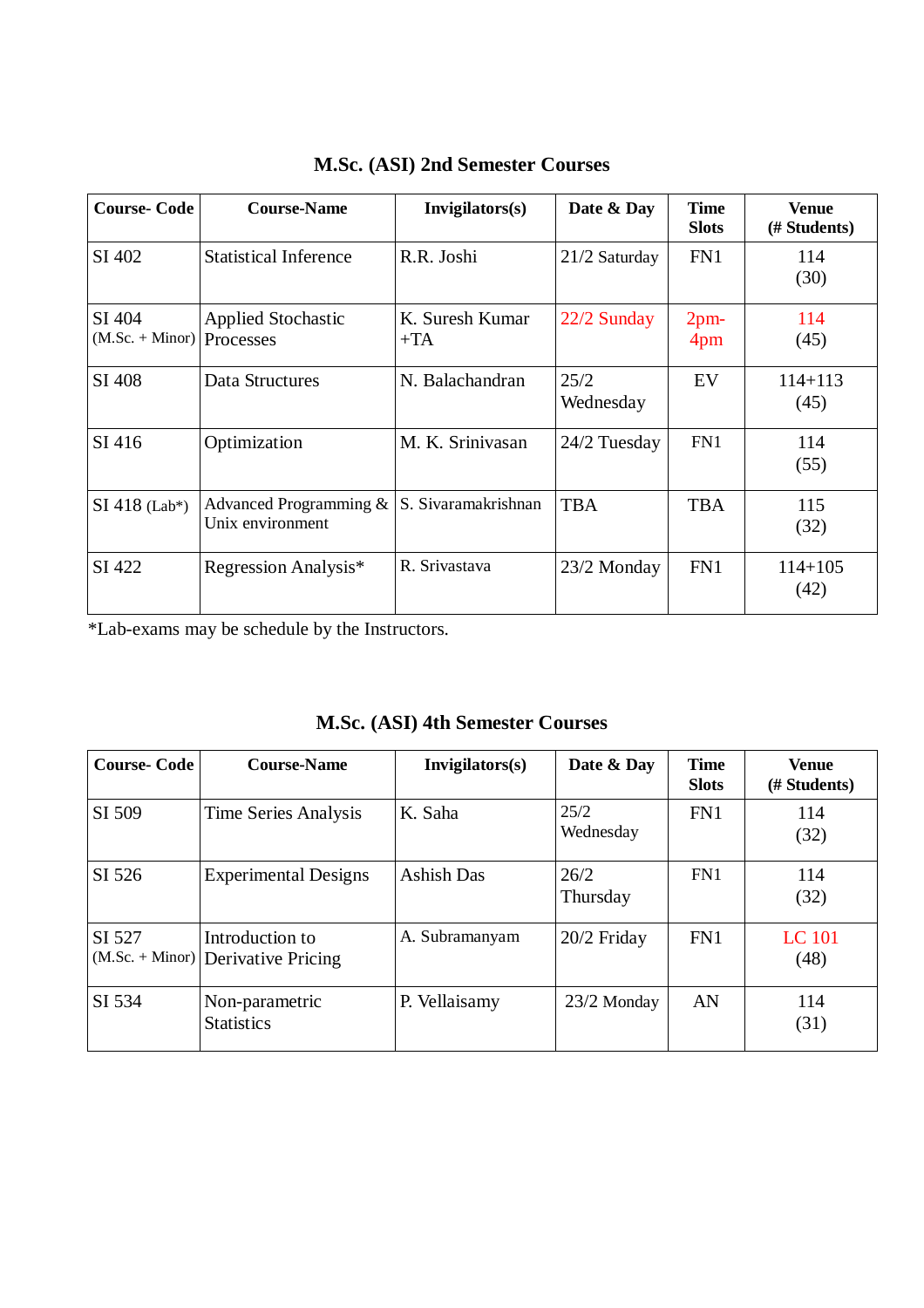## M.Sc. (ASI) 2nd Semester Courses

| Course- Code | Course-Name | Invigilators(s) | Date & Day | Time Slots | Venue (# Students) |
|---|---|---|---|---|---|
| SI 402 | Statistical Inference | R.R. Joshi | 21/2 Saturday | FN1 | 114 (30) |
| SI 404 (M.Sc. + Minor) | Applied Stochastic Processes | K. Suresh Kumar +TA | 22/2 Sunday | 2pm-4pm | 114 (45) |
| SI 408 | Data Structures | N. Balachandran | 25/2 Wednesday | EV | 114+113 (45) |
| SI 416 | Optimization | M. K. Srinivasan | 24/2 Tuesday | FN1 | 114 (55) |
| SI 418 (Lab*) | Advanced Programming & Unix environment | S. Sivaramakrishnan | TBA | TBA | 115 (32) |
| SI 422 | Regression Analysis* | R. Srivastava | 23/2 Monday | FN1 | 114+105 (42) |

*Lab-exams may be schedule by the Instructors.

## M.Sc. (ASI) 4th Semester Courses

| Course- Code | Course-Name | Invigilators(s) | Date & Day | Time Slots | Venue (# Students) |
|---|---|---|---|---|---|
| SI 509 | Time Series Analysis | K. Saha | 25/2 Wednesday | FN1 | 114 (32) |
| SI 526 | Experimental Designs | Ashish Das | 26/2 Thursday | FN1 | 114 (32) |
| SI 527 (M.Sc. + Minor) | Introduction to Derivative Pricing | A. Subramanyam | 20/2 Friday | FN1 | LC 101 (48) |
| SI 534 | Non-parametric Statistics | P. Vellaisamy | 23/2 Monday | AN | 114 (31) |